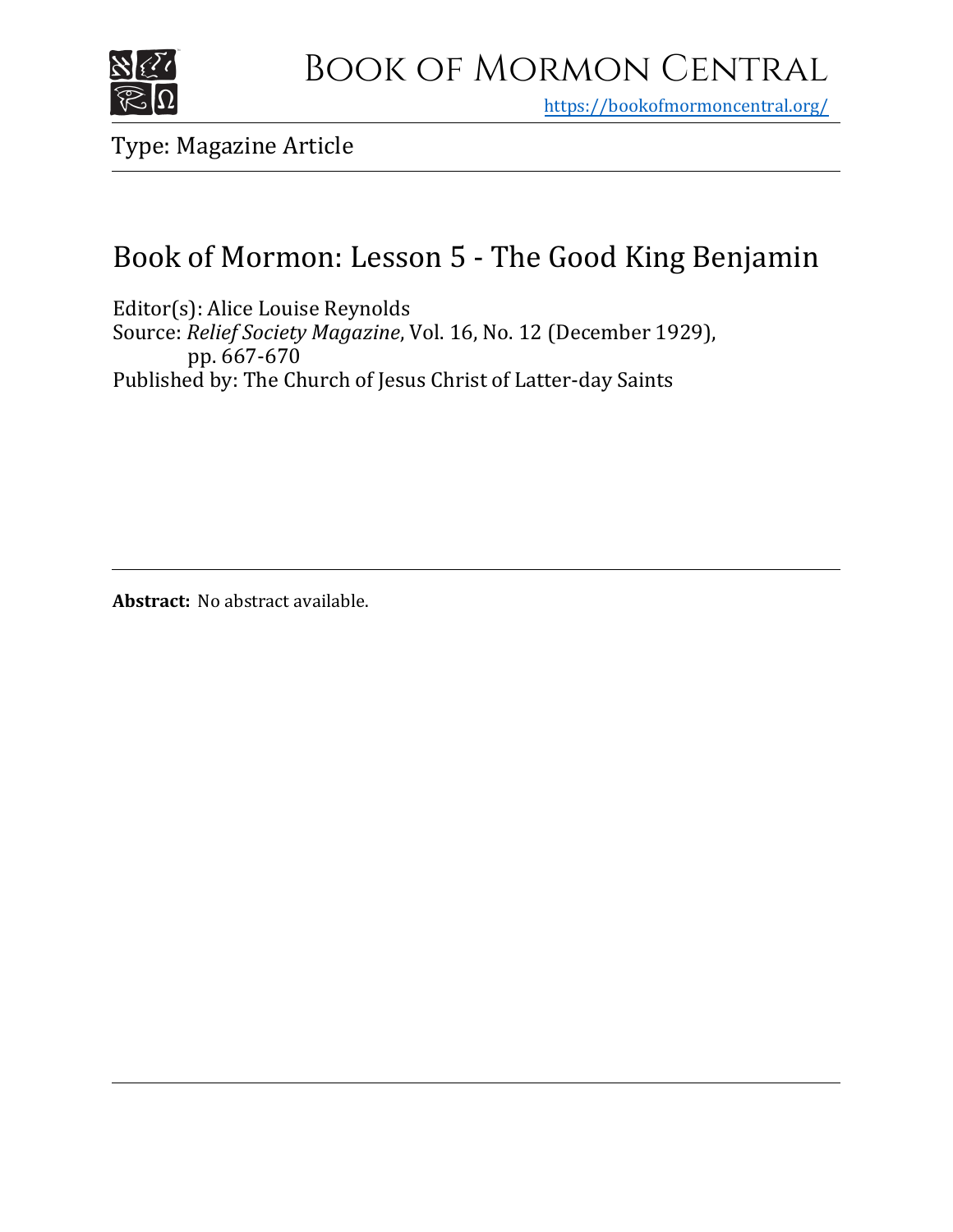# Book of Mormon Central

https://bookofmormoncentral.org/

Type: Magazine Article

## Book of Mormon: Lesson 5 - The Good King Benjamin

Editor(s): Alice Louise Reynolds
Source: *Relief Society Magazine*, Vol. 16, No. 12 (December 1929), pp. 667-670
Published by: The Church of Jesus Christ of Latter-day Saints

**Abstract:** No abstract available.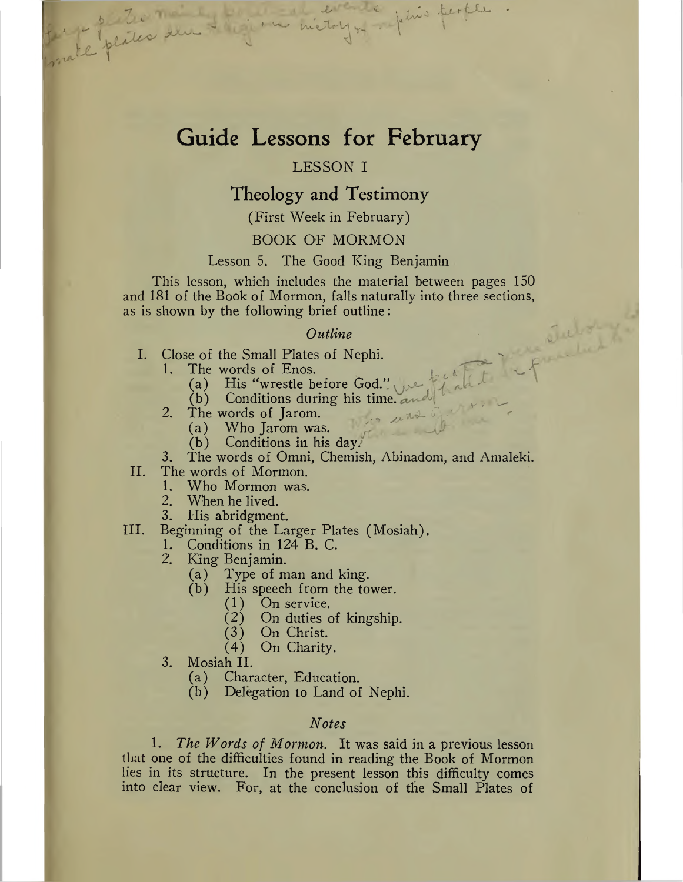# Guide Lessons for February

LESSON I

## Theology and Testimony

(First Week in February)

BOOK OF MORMON

Lesson 5. The Good King Benjamin

This lesson, which includes the material between pages 150 and 181 of the Book of Mormon, falls naturally into three sections, as is shown by the following brief outline:

*Outline*

I. Close of the Small Plates of Nephi.
   1. The words of Enos.
      (a) His "wrestle before God."
      (b) Conditions during his time.
   2. The words of Jarom.
      (a) Who Jarom was.
      (b) Conditions in his day.
   3. The words of Omni, Chemish, Abinadom, and Amaleki.

II. The words of Mormon.
   1. Who Mormon was.
   2. When he lived.
   3. His abridgment.

III. Beginning of the Larger Plates (Mosiah).
   1. Conditions in 124 B. C.
   2. King Benjamin.
      (a) Type of man and king.
      (b) His speech from the tower.
         (1) On service.
         (2) On duties of kingship.
         (3) On Christ.
         (4) On Charity.
   3. Mosiah II.
      (a) Character, Education.
      (b) Delegation to Land of Nephi.

*Notes*

1. *The Words of Mormon.* It was said in a previous lesson that one of the difficulties found in reading the Book of Mormon lies in its structure. In the present lesson this difficulty comes into clear view. For, at the conclusion of the Small Plates of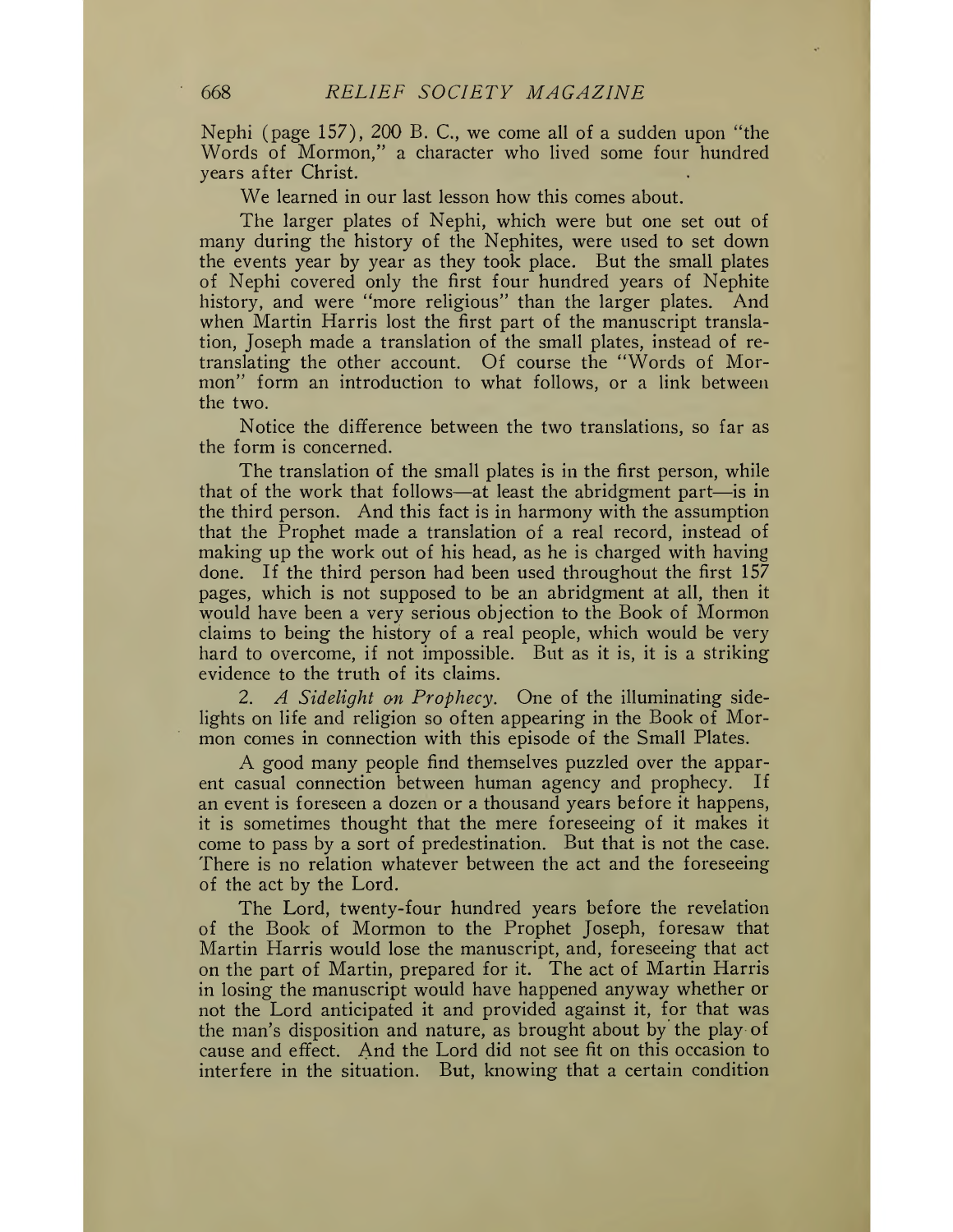Nephi (page 157), 200 B. C., we come all of a sudden upon "the Words of Mormon," a character who lived some four hundred years after Christ.

We learned in our last lesson how this comes about.

The larger plates of Nephi, which were but one set out of many during the history of the Nephites, were used to set down the events year by year as they took place. But the small plates of Nephi covered only the first four hundred years of Nephite history, and were "more religious" than the larger plates. And when Martin Harris lost the first part of the manuscript translation, Joseph made a translation of the small plates, instead of retranslating the other account. Of course the "Words of Mormon" form an introduction to what follows, or a link between the two.

Notice the difference between the two translations, so far as the form is concerned.

The translation of the small plates is in the first person, while that of the work that follows—at least the abridgment part—is in the third person. And this fact is in harmony with the assumption that the Prophet made a translation of a real record, instead of making up the work out of his head, as he is charged with having done. If the third person had been used throughout the first 157 pages, which is not supposed to be an abridgment at all, then it would have been a very serious objection to the Book of Mormon claims to being the history of a real people, which would be very hard to overcome, if not impossible. But as it is, it is a striking evidence to the truth of its claims.

2. *A Sidelight on Prophecy.* One of the illuminating sidelights on life and religion so often appearing in the Book of Mormon comes in connection with this episode of the Small Plates.

A good many people find themselves puzzled over the apparent casual connection between human agency and prophecy. If an event is foreseen a dozen or a thousand years before it happens, it is sometimes thought that the mere foreseeing of it makes it come to pass by a sort of predestination. But that is not the case. There is no relation whatever between the act and the foreseeing of the act by the Lord.

The Lord, twenty-four hundred years before the revelation of the Book of Mormon to the Prophet Joseph, foresaw that Martin Harris would lose the manuscript, and, foreseeing that act on the part of Martin, prepared for it. The act of Martin Harris in losing the manuscript would have happened anyway whether or not the Lord anticipated it and provided against it, for that was the man's disposition and nature, as brought about by the play of cause and effect. And the Lord did not see fit on this occasion to interfere in the situation. But, knowing that a certain condition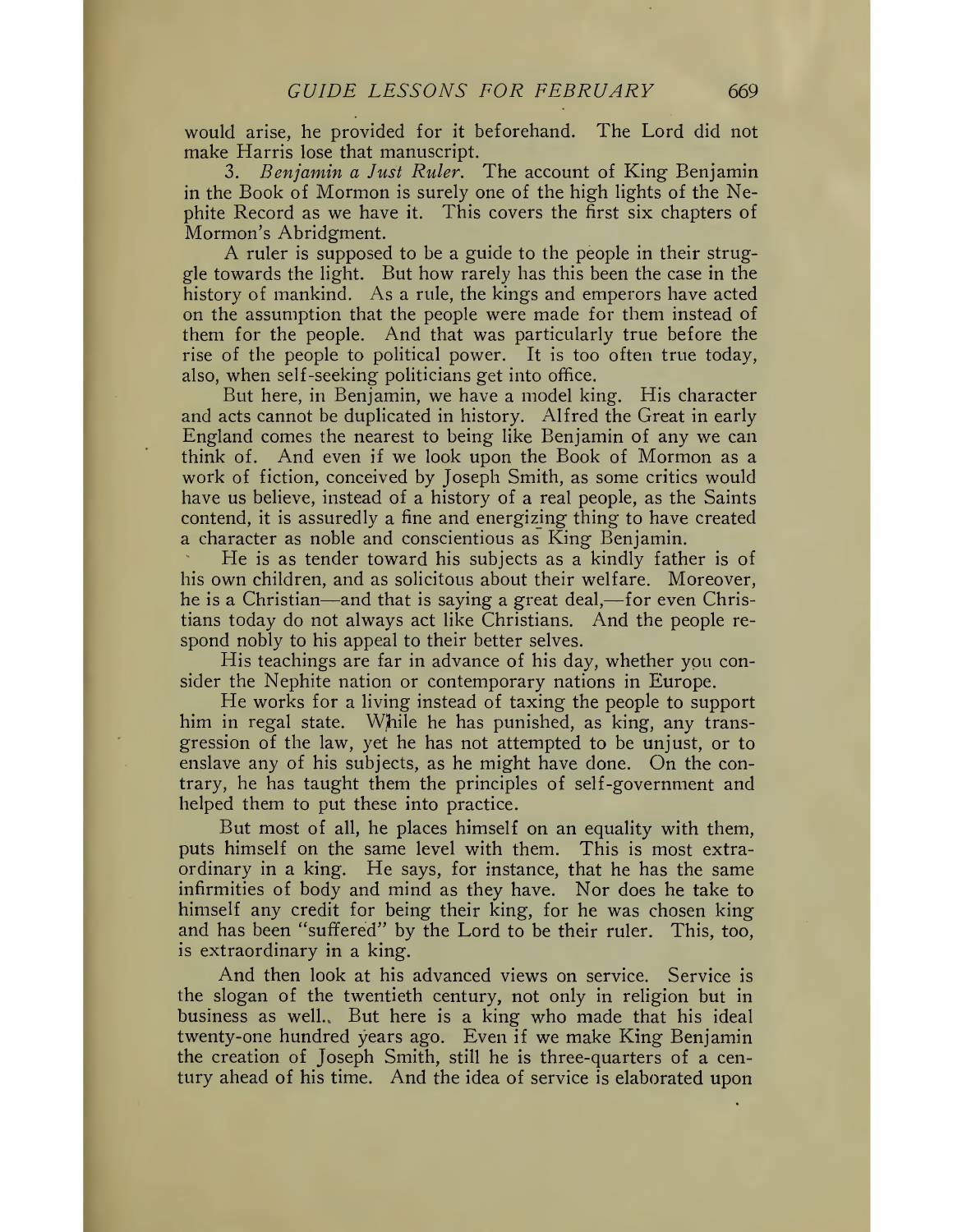would arise, he provided for it beforehand. The Lord did not make Harris lose that manuscript.

3. *Benjamin a Just Ruler.* The account of King Benjamin in the Book of Mormon is surely one of the high lights of the Nephite Record as we have it. This covers the first six chapters of Mormon's Abridgment.

A ruler is supposed to be a guide to the people in their struggle towards the light. But how rarely has this been the case in the history of mankind. As a rule, the kings and emperors have acted on the assumption that the people were made for them instead of them for the people. And that was particularly true before the rise of the people to political power. It is too often true today, also, when self-seeking politicians get into office.

But here, in Benjamin, we have a model king. His character and acts cannot be duplicated in history. Alfred the Great in early England comes the nearest to being like Benjamin of any we can think of. And even if we look upon the Book of Mormon as a work of fiction, conceived by Joseph Smith, as some critics would have us believe, instead of a history of a real people, as the Saints contend, it is assuredly a fine and energizing thing to have created a character as noble and conscientious as King Benjamin.

He is as tender toward his subjects as a kindly father is of his own children, and as solicitous about their welfare. Moreover, he is a Christian—and that is saying a great deal,—for even Christians today do not always act like Christians. And the people respond nobly to his appeal to their better selves.

His teachings are far in advance of his day, whether you consider the Nephite nation or contemporary nations in Europe.

He works for a living instead of taxing the people to support him in regal state. While he has punished, as king, any transgression of the law, yet he has not attempted to be unjust, or to enslave any of his subjects, as he might have done. On the contrary, he has taught them the principles of self-government and helped them to put these into practice.

But most of all, he places himself on an equality with them, puts himself on the same level with them. This is most extraordinary in a king. He says, for instance, that he has the same infirmities of body and mind as they have. Nor does he take to himself any credit for being their king, for he was chosen king and has been "suffered" by the Lord to be their ruler. This, too, is extraordinary in a king.

And then look at his advanced views on service. Service is the slogan of the twentieth century, not only in religion but in business as well. But here is a king who made that his ideal twenty-one hundred years ago. Even if we make King Benjamin the creation of Joseph Smith, still he is three-quarters of a century ahead of his time. And the idea of service is elaborated upon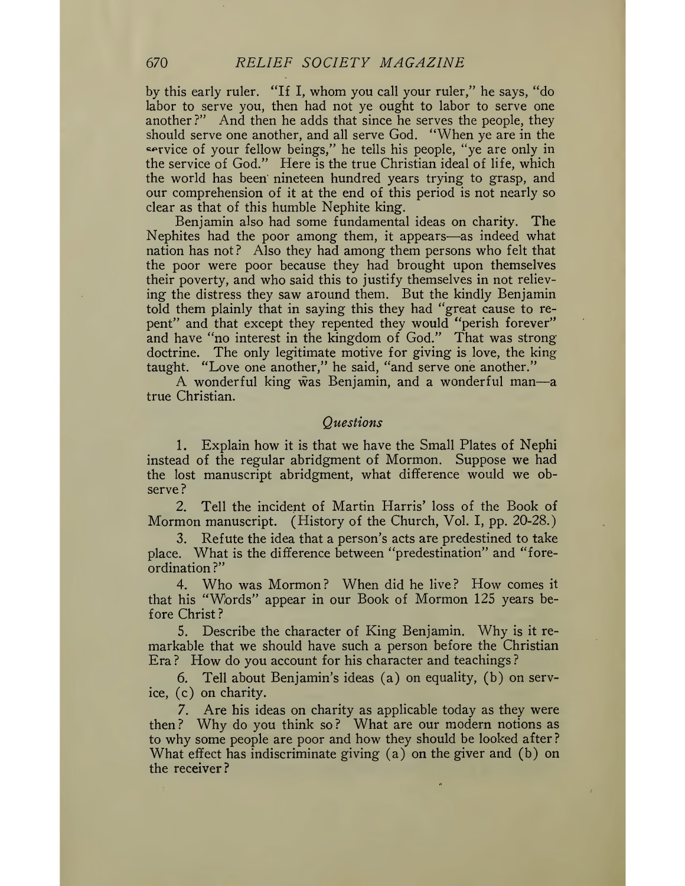by this early ruler. "If I, whom you call your ruler," he says, "do labor to serve you, then had not ye ought to labor to serve one another?" And then he adds that since he serves the people, they should serve one another, and all serve God. "When ye are in the service of your fellow beings," he tells his people, "ye are only in the service of God." Here is the true Christian ideal of life, which the world has been nineteen hundred years trying to grasp, and our comprehension of it at the end of this period is not nearly so clear as that of this humble Nephite king.

Benjamin also had some fundamental ideas on charity. The Nephites had the poor among them, it appears—as indeed what nation has not? Also they had among them persons who felt that the poor were poor because they had brought upon themselves their poverty, and who said this to justify themselves in not relieving the distress they saw around them. But the kindly Benjamin told them plainly that in saying this they had "great cause to repent" and that except they repented they would "perish forever" and have "no interest in the kingdom of God." That was strong doctrine. The only legitimate motive for giving is love, the king taught. "Love one another," he said, "and serve one another."

A wonderful king was Benjamin, and a wonderful man—a true Christian.

### *Questions*

1. Explain how it is that we have the Small Plates of Nephi instead of the regular abridgment of Mormon. Suppose we had the lost manuscript abridgment, what difference would we observe?

2. Tell the incident of Martin Harris' loss of the Book of Mormon manuscript. (History of the Church, Vol. I, pp. 20-28.)

3. Refute the idea that a person's acts are predestined to take place. What is the difference between "predestination" and "foreordination?"

4. Who was Mormon? When did he live? How comes it that his "Words" appear in our Book of Mormon 125 years before Christ?

5. Describe the character of King Benjamin. Why is it remarkable that we should have such a person before the Christian Era? How do you account for his character and teachings?

6. Tell about Benjamin's ideas (a) on equality, (b) on service, (c) on charity.

7. Are his ideas on charity as applicable today as they were then? Why do you think so? What are our modern notions as to why some people are poor and how they should be looked after? What effect has indiscriminate giving (a) on the giver and (b) on the receiver?